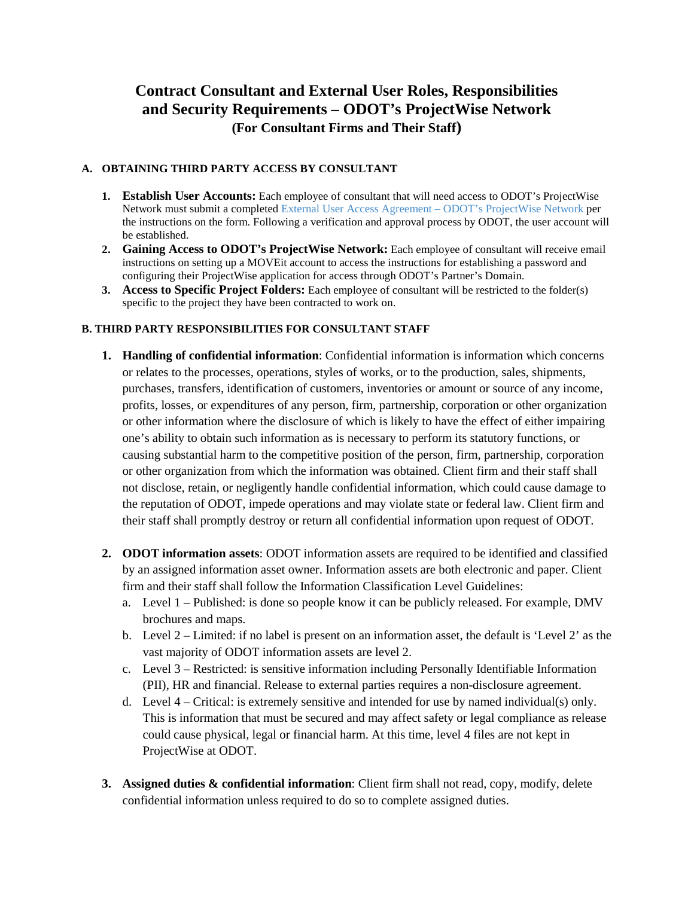# Contract Consultant and External User Roles, Responsibilities and Security Requirements – ODOT's ProjectWise Network

### (For Consultant Firms and Their Staff)

## A. OBTAINING THIRD PARTY ACCESS BY CONSULTANT

1. **Establish User Accounts:** Each employee of consultant that will need access to ODOT's ProjectWise Network must submit a completed External User Access Agreement – ODOT's ProjectWise Network per the instructions on the form. Following a verification and approval process by ODOT, the user account will be established.
2. **Gaining Access to ODOT's ProjectWise Network:** Each employee of consultant will receive email instructions on setting up a MOVEit account to access the instructions for establishing a password and configuring their ProjectWise application for access through ODOT's Partner's Domain.
3. **Access to Specific Project Folders:** Each employee of consultant will be restricted to the folder(s) specific to the project they have been contracted to work on.

## B. THIRD PARTY RESPONSIBILITIES FOR CONSULTANT STAFF

1. **Handling of confidential information**: Confidential information is information which concerns or relates to the processes, operations, styles of works, or to the production, sales, shipments, purchases, transfers, identification of customers, inventories or amount or source of any income, profits, losses, or expenditures of any person, firm, partnership, corporation or other organization or other information where the disclosure of which is likely to have the effect of either impairing one's ability to obtain such information as is necessary to perform its statutory functions, or causing substantial harm to the competitive position of the person, firm, partnership, corporation or other organization from which the information was obtained. Client firm and their staff shall not disclose, retain, or negligently handle confidential information, which could cause damage to the reputation of ODOT, impede operations and may violate state or federal law. Client firm and their staff shall promptly destroy or return all confidential information upon request of ODOT.

2. **ODOT information assets**: ODOT information assets are required to be identified and classified by an assigned information asset owner. Information assets are both electronic and paper. Client firm and their staff shall follow the Information Classification Level Guidelines:
   a. Level 1 – Published: is done so people know it can be publicly released. For example, DMV brochures and maps.
   b. Level 2 – Limited: if no label is present on an information asset, the default is 'Level 2' as the vast majority of ODOT information assets are level 2.
   c. Level 3 – Restricted: is sensitive information including Personally Identifiable Information (PII), HR and financial. Release to external parties requires a non-disclosure agreement.
   d. Level 4 – Critical: is extremely sensitive and intended for use by named individual(s) only. This is information that must be secured and may affect safety or legal compliance as release could cause physical, legal or financial harm. At this time, level 4 files are not kept in ProjectWise at ODOT.

3. **Assigned duties & confidential information**: Client firm shall not read, copy, modify, delete confidential information unless required to do so to complete assigned duties.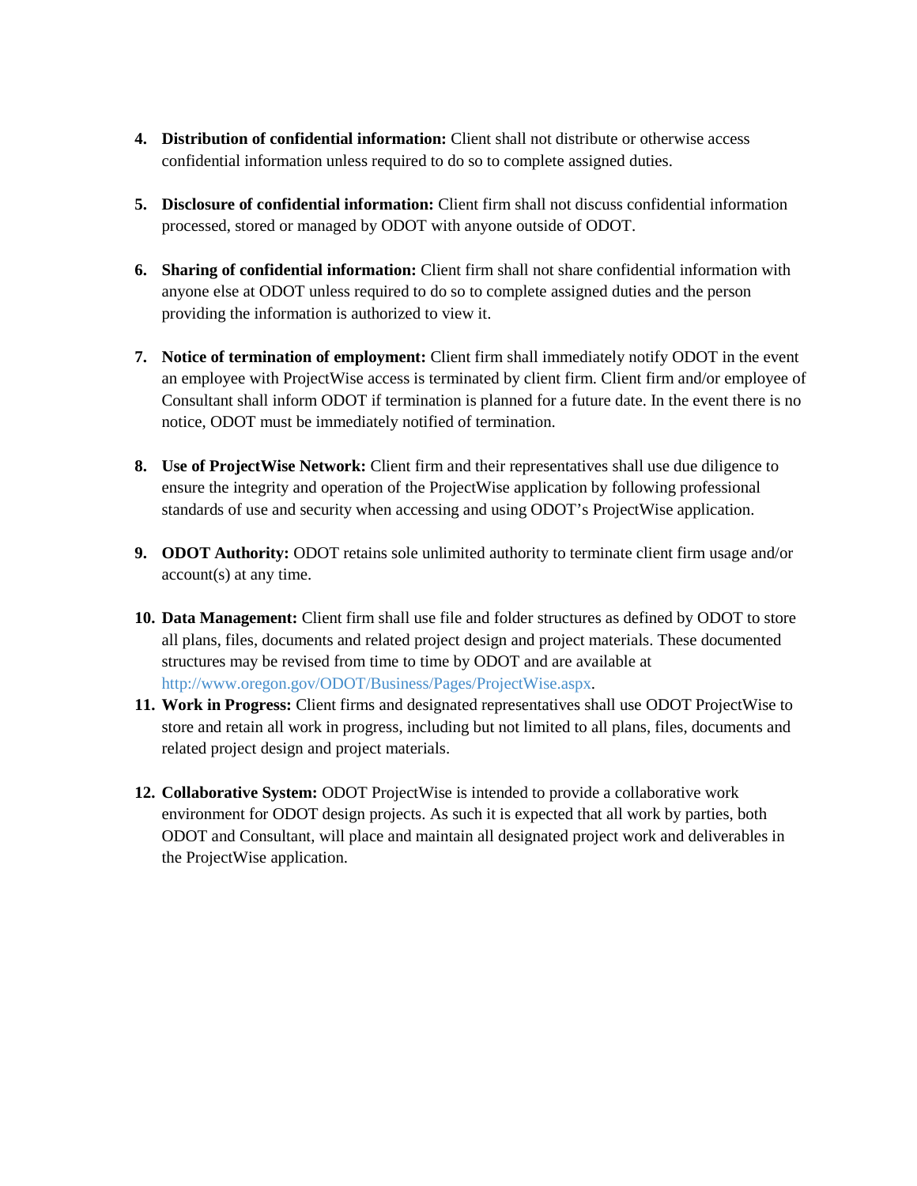4. **Distribution of confidential information:** Client shall not distribute or otherwise access confidential information unless required to do so to complete assigned duties.

5. **Disclosure of confidential information:** Client firm shall not discuss confidential information processed, stored or managed by ODOT with anyone outside of ODOT.

6. **Sharing of confidential information:** Client firm shall not share confidential information with anyone else at ODOT unless required to do so to complete assigned duties and the person providing the information is authorized to view it.

7. **Notice of termination of employment:** Client firm shall immediately notify ODOT in the event an employee with ProjectWise access is terminated by client firm. Client firm and/or employee of Consultant shall inform ODOT if termination is planned for a future date. In the event there is no notice, ODOT must be immediately notified of termination.

8. **Use of ProjectWise Network:** Client firm and their representatives shall use due diligence to ensure the integrity and operation of the ProjectWise application by following professional standards of use and security when accessing and using ODOT's ProjectWise application.

9. **ODOT Authority:** ODOT retains sole unlimited authority to terminate client firm usage and/or account(s) at any time.

10. **Data Management:** Client firm shall use file and folder structures as defined by ODOT to store all plans, files, documents and related project design and project materials. These documented structures may be revised from time to time by ODOT and are available at http://www.oregon.gov/ODOT/Business/Pages/ProjectWise.aspx.

11. **Work in Progress:** Client firms and designated representatives shall use ODOT ProjectWise to store and retain all work in progress, including but not limited to all plans, files, documents and related project design and project materials.

12. **Collaborative System:** ODOT ProjectWise is intended to provide a collaborative work environment for ODOT design projects. As such it is expected that all work by parties, both ODOT and Consultant, will place and maintain all designated project work and deliverables in the ProjectWise application.